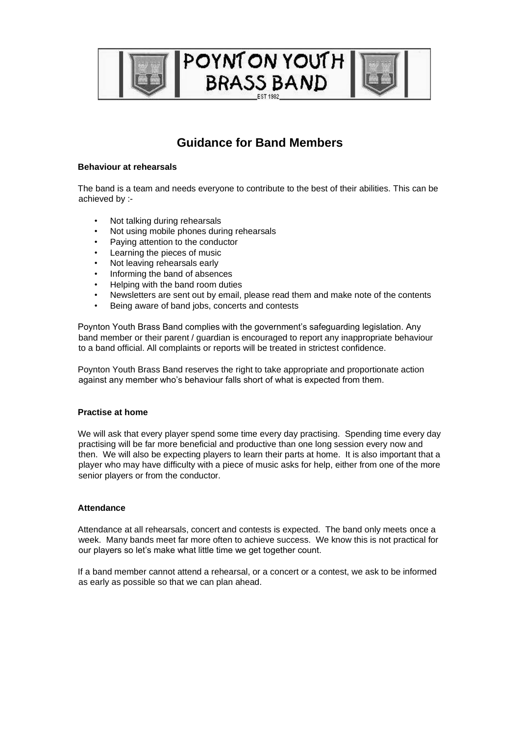POYNTON YOUTH BRASS BAND

EST 1982

# Guidance for Band Members

**Behaviour at rehearsals**

The band is a team and needs everyone to contribute to the best of their abilities. This can be achieved by :-

- Not talking during rehearsals
- Not using mobile phones during rehearsals
- Paying attention to the conductor
- Learning the pieces of music
- Not leaving rehearsals early
- Informing the band of absences
- Helping with the band room duties
- Newsletters are sent out by email, please read them and make note of the contents
- Being aware of band jobs, concerts and contests

Poynton Youth Brass Band complies with the government's safeguarding legislation. Any band member or their parent / guardian is encouraged to report any inappropriate behaviour to a band official. All complaints or reports will be treated in strictest confidence.

Poynton Youth Brass Band reserves the right to take appropriate and proportionate action against any member who's behaviour falls short of what is expected from them.

**Practise at home**

We will ask that every player spend some time every day practising. Spending time every day practising will be far more beneficial and productive than one long session every now and then. We will also be expecting players to learn their parts at home. It is also important that a player who may have difficulty with a piece of music asks for help, either from one of the more senior players or from the conductor.

**Attendance**

Attendance at all rehearsals, concert and contests is expected. The band only meets once a week. Many bands meet far more often to achieve success. We know this is not practical for our players so let's make what little time we get together count.

If a band member cannot attend a rehearsal, or a concert or a contest, we ask to be informed as early as possible so that we can plan ahead.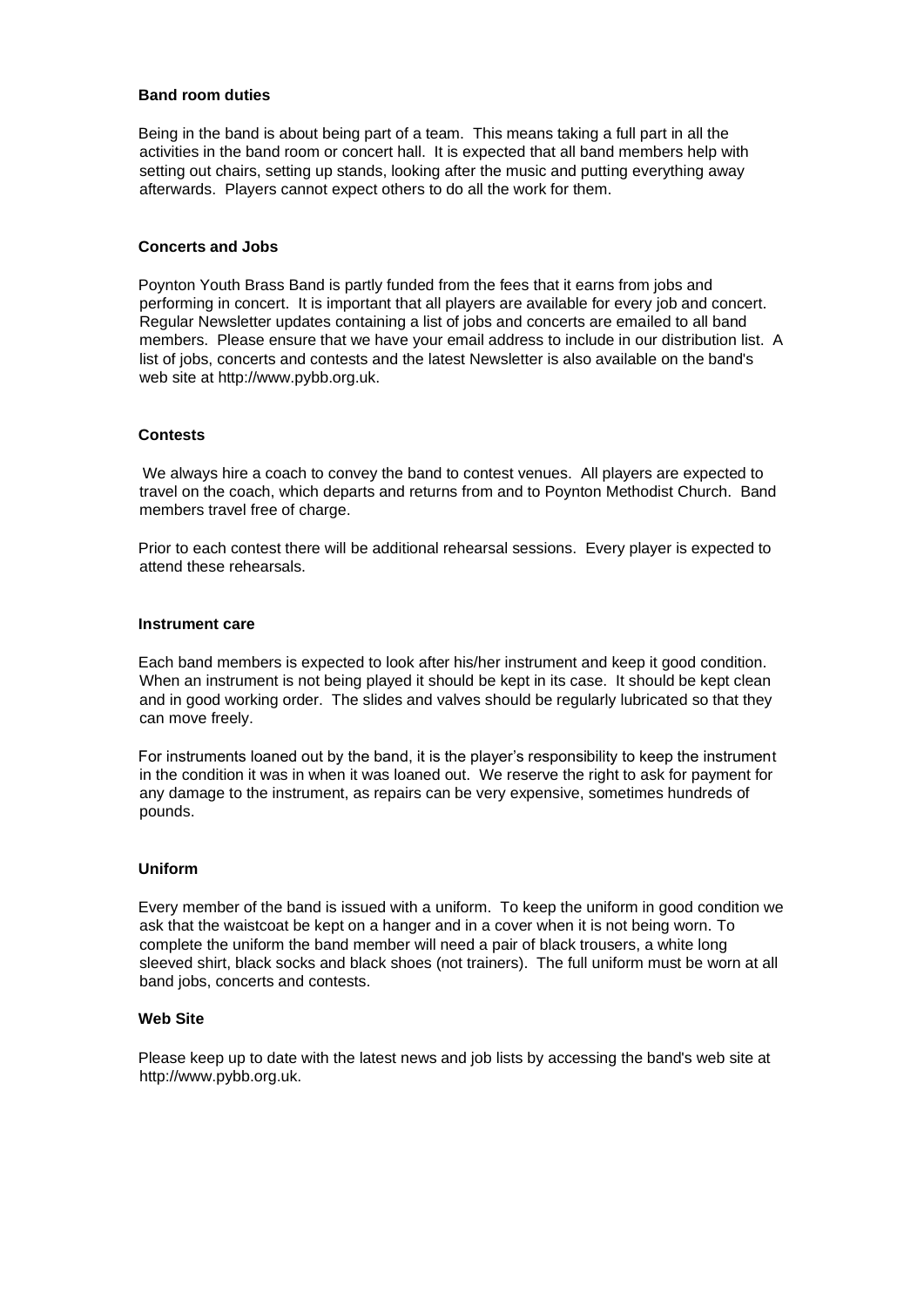## Band room duties

Being in the band is about being part of a team. This means taking a full part in all the activities in the band room or concert hall. It is expected that all band members help with setting out chairs, setting up stands, looking after the music and putting everything away afterwards. Players cannot expect others to do all the work for them.

## Concerts and Jobs

Poynton Youth Brass Band is partly funded from the fees that it earns from jobs and performing in concert. It is important that all players are available for every job and concert. Regular Newsletter updates containing a list of jobs and concerts are emailed to all band members. Please ensure that we have your email address to include in our distribution list. A list of jobs, concerts and contests and the latest Newsletter is also available on the band's web site at http://www.pybb.org.uk.

## Contests

We always hire a coach to convey the band to contest venues. All players are expected to travel on the coach, which departs and returns from and to Poynton Methodist Church. Band members travel free of charge.

Prior to each contest there will be additional rehearsal sessions. Every player is expected to attend these rehearsals.

## Instrument care

Each band members is expected to look after his/her instrument and keep it good condition. When an instrument is not being played it should be kept in its case. It should be kept clean and in good working order. The slides and valves should be regularly lubricated so that they can move freely.

For instruments loaned out by the band, it is the player's responsibility to keep the instrument in the condition it was in when it was loaned out. We reserve the right to ask for payment for any damage to the instrument, as repairs can be very expensive, sometimes hundreds of pounds.

## Uniform

Every member of the band is issued with a uniform. To keep the uniform in good condition we ask that the waistcoat be kept on a hanger and in a cover when it is not being worn. To complete the uniform the band member will need a pair of black trousers, a white long sleeved shirt, black socks and black shoes (not trainers). The full uniform must be worn at all band jobs, concerts and contests.

## Web Site

Please keep up to date with the latest news and job lists by accessing the band's web site at http://www.pybb.org.uk.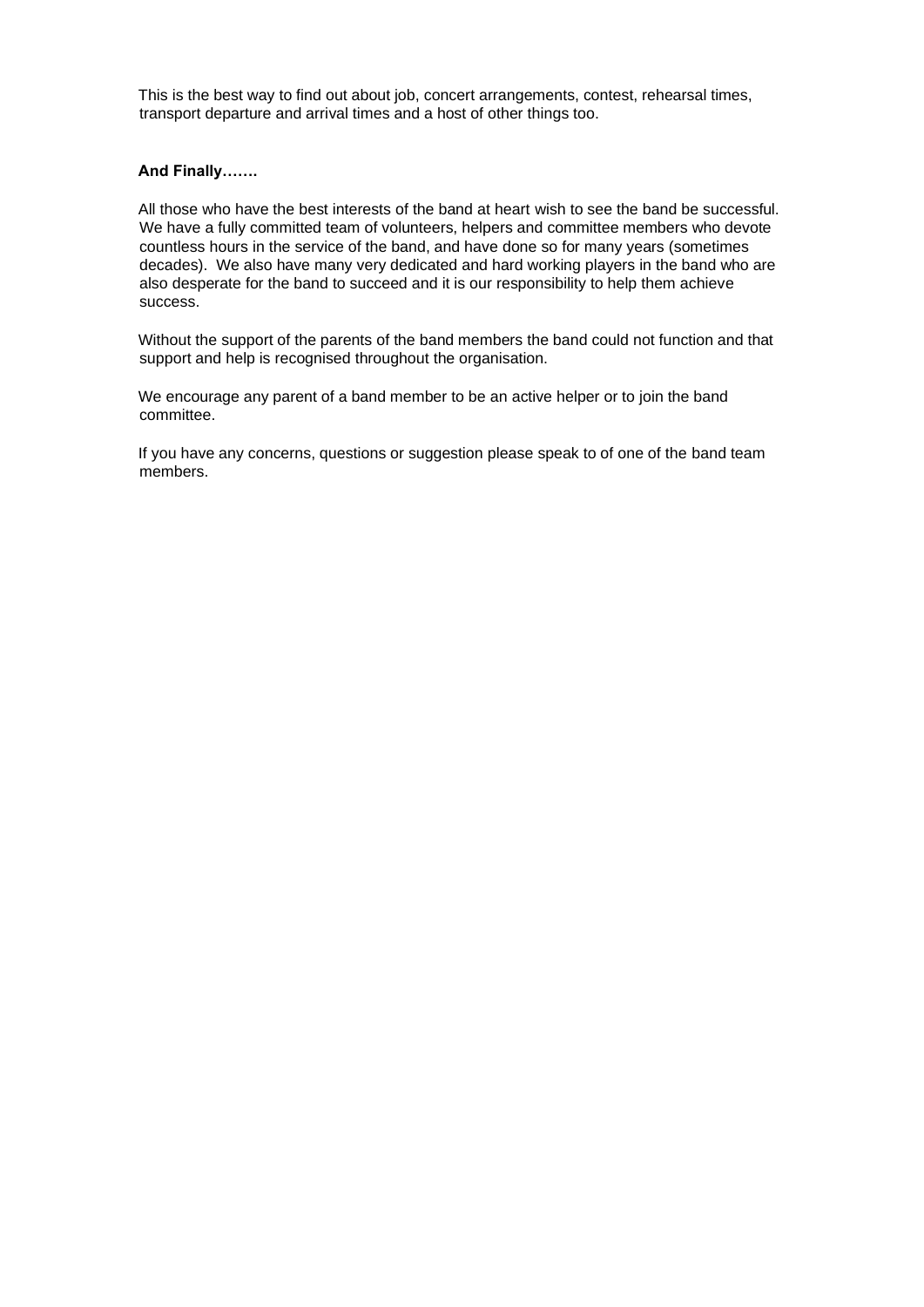This is the best way to find out about job, concert arrangements, contest, rehearsal times, transport departure and arrival times and a host of other things too.

**And Finally…….**

All those who have the best interests of the band at heart wish to see the band be successful. We have a fully committed team of volunteers, helpers and committee members who devote countless hours in the service of the band, and have done so for many years (sometimes decades). We also have many very dedicated and hard working players in the band who are also desperate for the band to succeed and it is our responsibility to help them achieve success.

Without the support of the parents of the band members the band could not function and that support and help is recognised throughout the organisation.

We encourage any parent of a band member to be an active helper or to join the band committee.

If you have any concerns, questions or suggestion please speak to of one of the band team members.